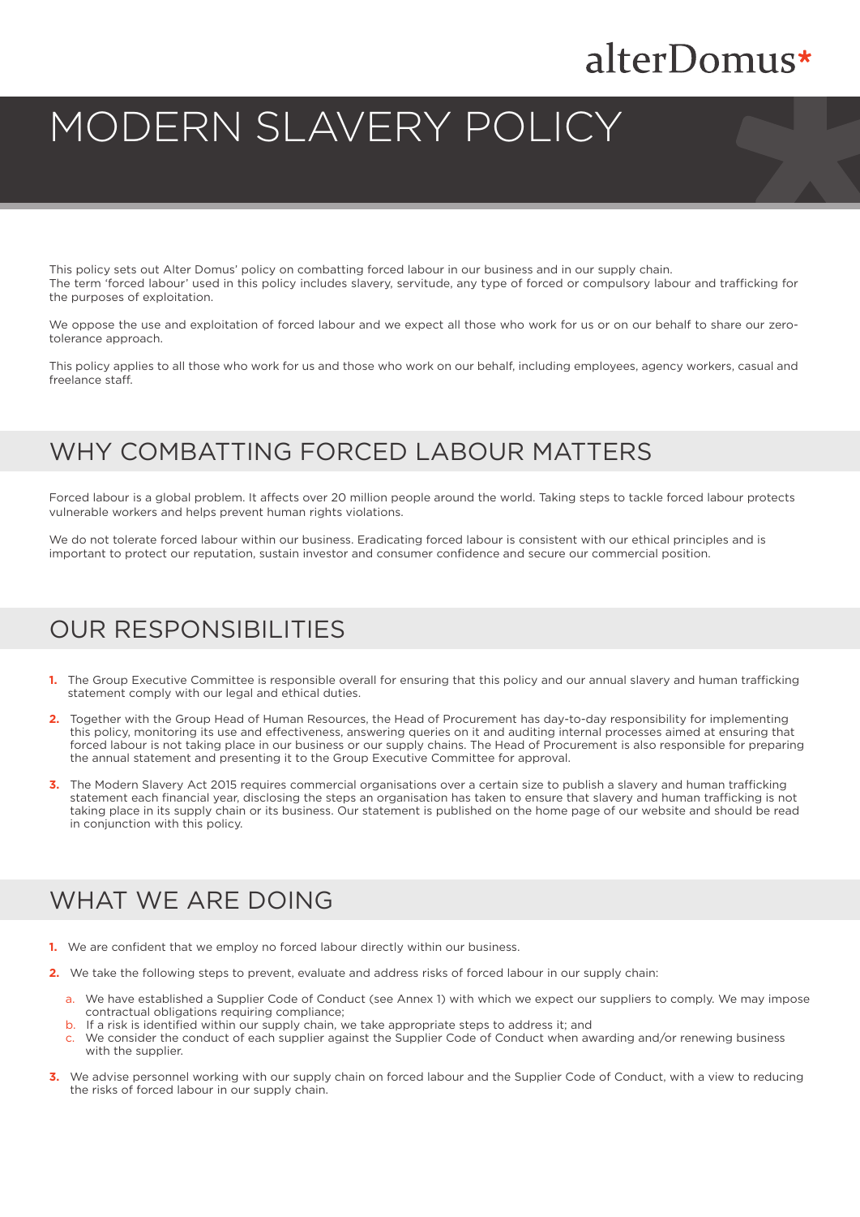alterDomus*

# MODERN SLAVERY POLICY

This policy sets out Alter Domus' policy on combatting forced labour in our business and in our supply chain.
The term 'forced labour' used in this policy includes slavery, servitude, any type of forced or compulsory labour and trafficking for the purposes of exploitation.

We oppose the use and exploitation of forced labour and we expect all those who work for us or on our behalf to share our zero-tolerance approach.

This policy applies to all those who work for us and those who work on our behalf, including employees, agency workers, casual and freelance staff.

## WHY COMBATTING FORCED LABOUR MATTERS

Forced labour is a global problem. It affects over 20 million people around the world. Taking steps to tackle forced labour protects vulnerable workers and helps prevent human rights violations.

We do not tolerate forced labour within our business. Eradicating forced labour is consistent with our ethical principles and is important to protect our reputation, sustain investor and consumer confidence and secure our commercial position.

## OUR RESPONSIBILITIES

1. The Group Executive Committee is responsible overall for ensuring that this policy and our annual slavery and human trafficking statement comply with our legal and ethical duties.

2. Together with the Group Head of Human Resources, the Head of Procurement has day-to-day responsibility for implementing this policy, monitoring its use and effectiveness, answering queries on it and auditing internal processes aimed at ensuring that forced labour is not taking place in our business or our supply chains. The Head of Procurement is also responsible for preparing the annual statement and presenting it to the Group Executive Committee for approval.

3. The Modern Slavery Act 2015 requires commercial organisations over a certain size to publish a slavery and human trafficking statement each financial year, disclosing the steps an organisation has taken to ensure that slavery and human trafficking is not taking place in its supply chain or its business. Our statement is published on the home page of our website and should be read in conjunction with this policy.

## WHAT WE ARE DOING

1. We are confident that we employ no forced labour directly within our business.

2. We take the following steps to prevent, evaluate and address risks of forced labour in our supply chain:

   a. We have established a Supplier Code of Conduct (see Annex 1) with which we expect our suppliers to comply. We may impose contractual obligations requiring compliance;
   b. If a risk is identified within our supply chain, we take appropriate steps to address it; and
   c. We consider the conduct of each supplier against the Supplier Code of Conduct when awarding and/or renewing business with the supplier.

3. We advise personnel working with our supply chain on forced labour and the Supplier Code of Conduct, with a view to reducing the risks of forced labour in our supply chain.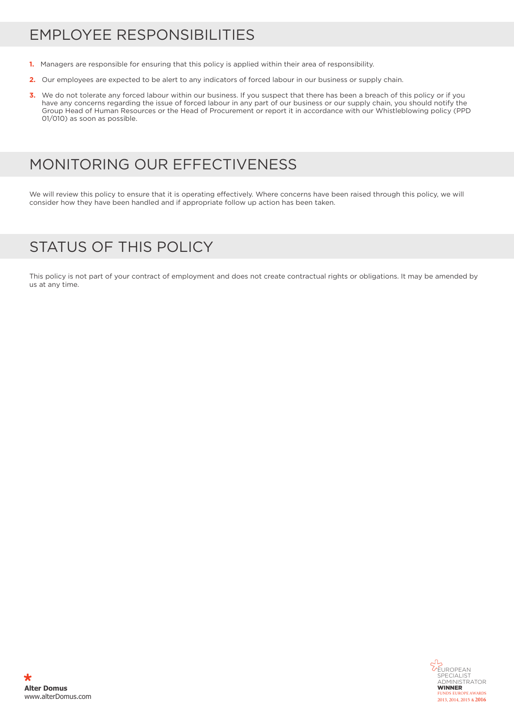## EMPLOYEE RESPONSIBILITIES

1. Managers are responsible for ensuring that this policy is applied within their area of responsibility.
2. Our employees are expected to be alert to any indicators of forced labour in our business or supply chain.
3. We do not tolerate any forced labour within our business. If you suspect that there has been a breach of this policy or if you have any concerns regarding the issue of forced labour in any part of our business or our supply chain, you should notify the Group Head of Human Resources or the Head of Procurement or report it in accordance with our Whistleblowing policy (PPD 01/010) as soon as possible.

## MONITORING OUR EFFECTIVENESS

We will review this policy to ensure that it is operating effectively. Where concerns have been raised through this policy, we will consider how they have been handled and if appropriate follow up action has been taken.

## STATUS OF THIS POLICY

This policy is not part of your contract of employment and does not create contractual rights or obligations. It may be amended by us at any time.

**Alter Domus**
www.alterDomus.com

EUROPEAN SPECIALIST ADMINISTRATOR
**WINNER**
FUNDS EUROPE AWARDS
2013, 2014, 2015 & 2016